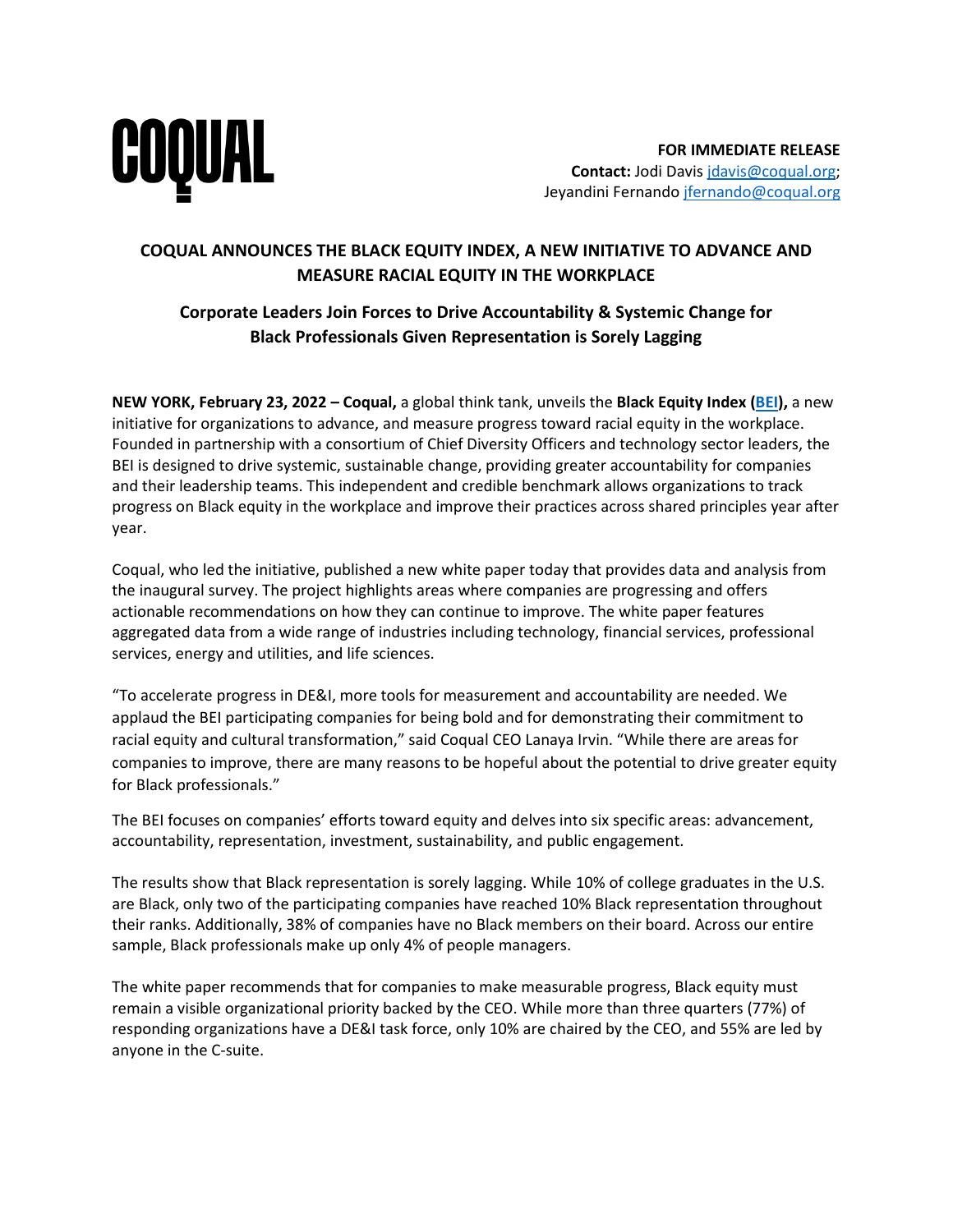**COQUAL**

**FOR IMMEDIATE RELEASE**
**Contact:** Jodi Davis jdavis@coqual.org; Jeyandini Fernando jfernando@coqual.org

# COQUAL ANNOUNCES THE BLACK EQUITY INDEX, A NEW INITIATIVE TO ADVANCE AND MEASURE RACIAL EQUITY IN THE WORKPLACE

## Corporate Leaders Join Forces to Drive Accountability & Systemic Change for Black Professionals Given Representation is Sorely Lagging

**NEW YORK, February 23, 2022 – Coqual,** a global think tank, unveils the **Black Equity Index (BEI),** a new initiative for organizations to advance, and measure progress toward racial equity in the workplace. Founded in partnership with a consortium of Chief Diversity Officers and technology sector leaders, the BEI is designed to drive systemic, sustainable change, providing greater accountability for companies and their leadership teams. This independent and credible benchmark allows organizations to track progress on Black equity in the workplace and improve their practices across shared principles year after year.

Coqual, who led the initiative, published a new white paper today that provides data and analysis from the inaugural survey. The project highlights areas where companies are progressing and offers actionable recommendations on how they can continue to improve. The white paper features aggregated data from a wide range of industries including technology, financial services, professional services, energy and utilities, and life sciences.

"To accelerate progress in DE&I, more tools for measurement and accountability are needed. We applaud the BEI participating companies for being bold and for demonstrating their commitment to racial equity and cultural transformation," said Coqual CEO Lanaya Irvin. "While there are areas for companies to improve, there are many reasons to be hopeful about the potential to drive greater equity for Black professionals."

The BEI focuses on companies' efforts toward equity and delves into six specific areas: advancement, accountability, representation, investment, sustainability, and public engagement.

The results show that Black representation is sorely lagging. While 10% of college graduates in the U.S. are Black, only two of the participating companies have reached 10% Black representation throughout their ranks. Additionally, 38% of companies have no Black members on their board. Across our entire sample, Black professionals make up only 4% of people managers.

The white paper recommends that for companies to make measurable progress, Black equity must remain a visible organizational priority backed by the CEO. While more than three quarters (77%) of responding organizations have a DE&I task force, only 10% are chaired by the CEO, and 55% are led by anyone in the C-suite.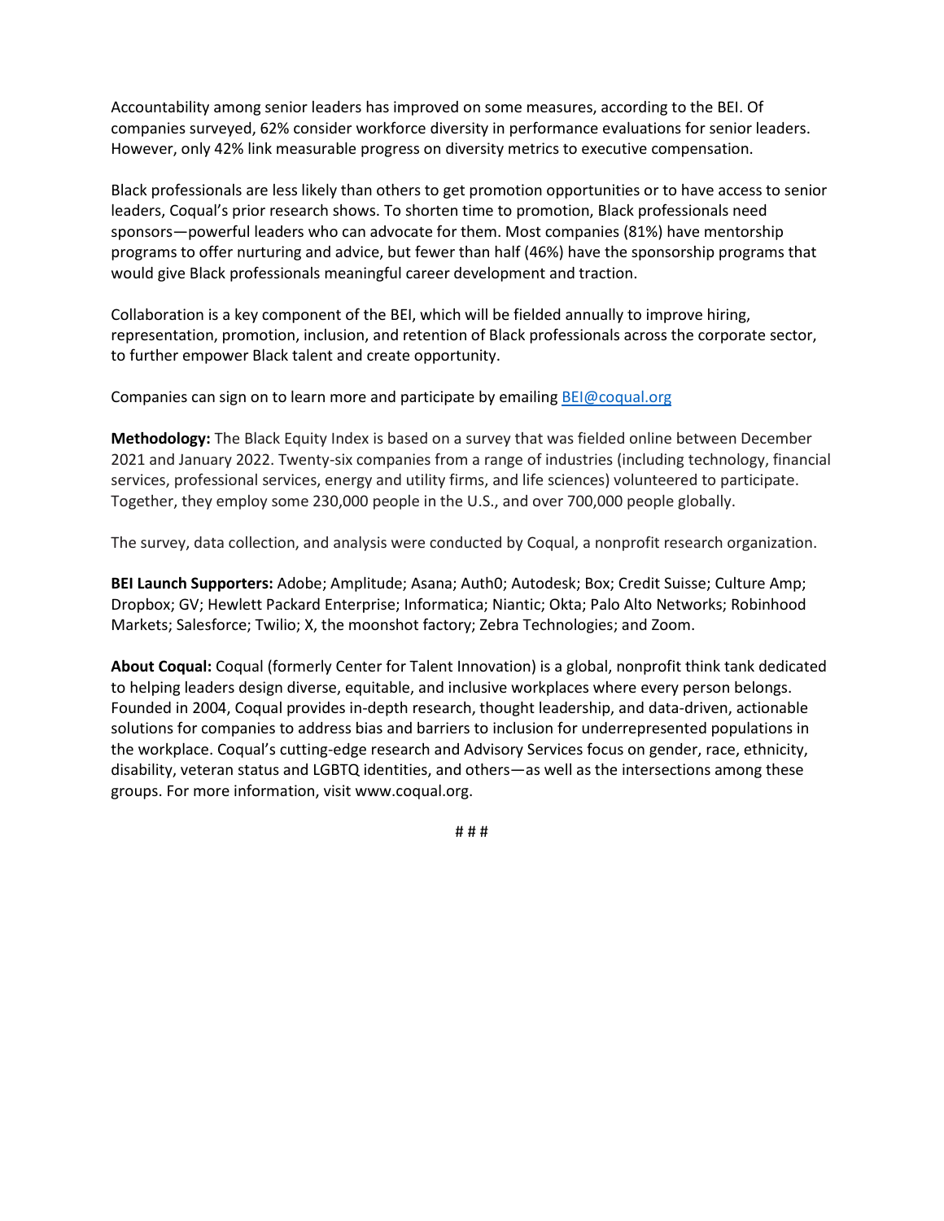Accountability among senior leaders has improved on some measures, according to the BEI. Of companies surveyed, 62% consider workforce diversity in performance evaluations for senior leaders. However, only 42% link measurable progress on diversity metrics to executive compensation.

Black professionals are less likely than others to get promotion opportunities or to have access to senior leaders, Coqual's prior research shows. To shorten time to promotion, Black professionals need sponsors—powerful leaders who can advocate for them. Most companies (81%) have mentorship programs to offer nurturing and advice, but fewer than half (46%) have the sponsorship programs that would give Black professionals meaningful career development and traction.

Collaboration is a key component of the BEI, which will be fielded annually to improve hiring, representation, promotion, inclusion, and retention of Black professionals across the corporate sector, to further empower Black talent and create opportunity.

Companies can sign on to learn more and participate by emailing [BEI@coqual.org](mailto:BEI@coqual.org)

**Methodology:** The Black Equity Index is based on a survey that was fielded online between December 2021 and January 2022. Twenty-six companies from a range of industries (including technology, financial services, professional services, energy and utility firms, and life sciences) volunteered to participate. Together, they employ some 230,000 people in the U.S., and over 700,000 people globally.

The survey, data collection, and analysis were conducted by Coqual, a nonprofit research organization.

**BEI Launch Supporters:** Adobe; Amplitude; Asana; Auth0; Autodesk; Box; Credit Suisse; Culture Amp; Dropbox; GV; Hewlett Packard Enterprise; Informatica; Niantic; Okta; Palo Alto Networks; Robinhood Markets; Salesforce; Twilio; X, the moonshot factory; Zebra Technologies; and Zoom.

**About Coqual:** Coqual (formerly Center for Talent Innovation) is a global, nonprofit think tank dedicated to helping leaders design diverse, equitable, and inclusive workplaces where every person belongs. Founded in 2004, Coqual provides in-depth research, thought leadership, and data-driven, actionable solutions for companies to address bias and barriers to inclusion for underrepresented populations in the workplace. Coqual's cutting-edge research and Advisory Services focus on gender, race, ethnicity, disability, veteran status and LGBTQ identities, and others—as well as the intersections among these groups. For more information, visit www.coqual.org.

# # #